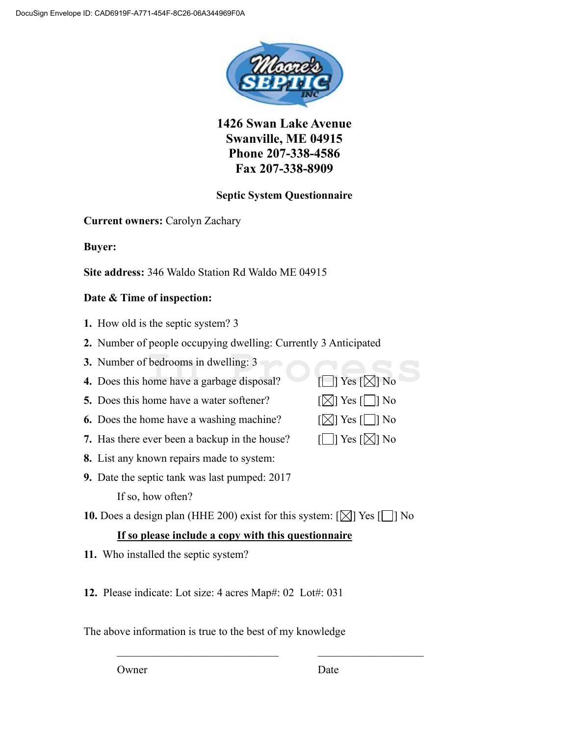DocuSign Envelope ID: CAD6919F-A771-454F-8C26-06A344969F0A

**Moore's SEPTIC INC**

**1426 Swan Lake Avenue**
**Swanville, ME 04915**
**Phone 207-338-4586**
**Fax 207-338-8909**

**Septic System Questionnaire**

**Current owners:** Carolyn Zachary

**Buyer:**

**Site address:** 346 Waldo Station Rd Waldo ME 04915

**Date & Time of inspection:**

1. How old is the septic system? 3
2. Number of people occupying dwelling: Currently 3 Anticipated
3. Number of bedrooms in dwelling: 3
4. Does this home have a garbage disposal? [ ] Yes [X] No
5. Does this home have a water softener? [X] Yes [ ] No
6. Does the home have a washing machine? [X] Yes [ ] No
7. Has there ever been a backup in the house? [ ] Yes [X] No
8. List any known repairs made to system:
9. Date the septic tank was last pumped: 2017

   If so, how often?
10. Does a design plan (HHE 200) exist for this system: [X] Yes [ ] No

    **If so please include a copy with this questionnaire**
11. Who installed the septic system?
12. Please indicate: Lot size: 4 acres Map#: 02 Lot#: 031

The above information is true to the best of my knowledge

Owner ______________________ Date ______________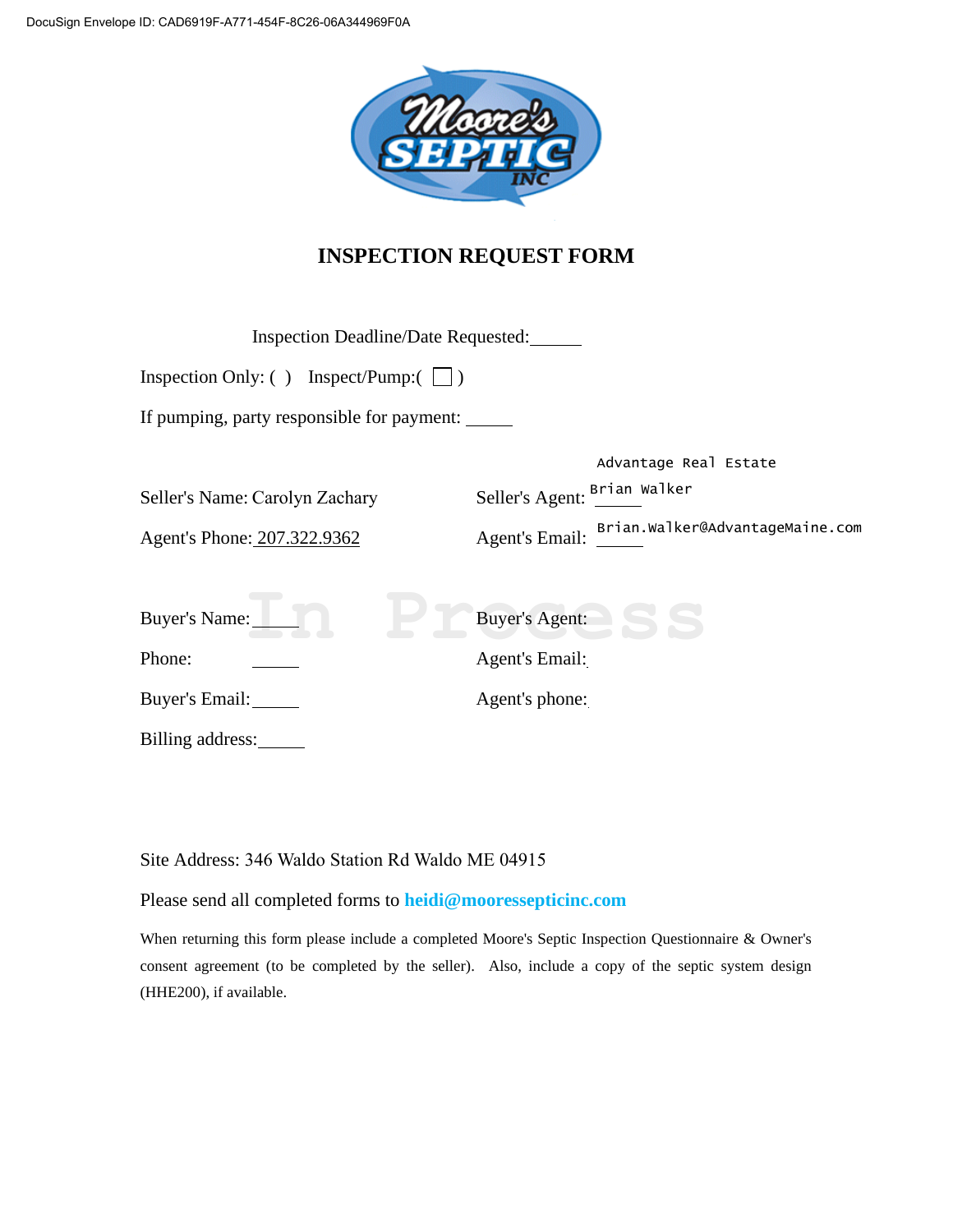# INSPECTION REQUEST FORM

Inspection Deadline/Date Requested: ______

Inspection Only: ( )    Inspect/Pump: ( ☐ )

If pumping, party responsible for payment: ______

Seller's Name: Carolyn Zachary

Seller's Agent: Advantage Real Estate Brian Walker

Agent's Phone: 207.322.9362

Agent's Email: Brian.Walker@AdvantageMaine.com

In Process

Buyer's Name: ______

Buyer's Agent:

Phone: ______

Agent's Email:

Buyer's Email: ______

Agent's phone:

Billing address: ______

Site Address: 346 Waldo Station Rd Waldo ME 04915

Please send all completed forms to **heidi@mooressepticinc.com**

When returning this form please include a completed Moore's Septic Inspection Questionnaire & Owner's consent agreement (to be completed by the seller). Also, include a copy of the septic system design (HHE200), if available.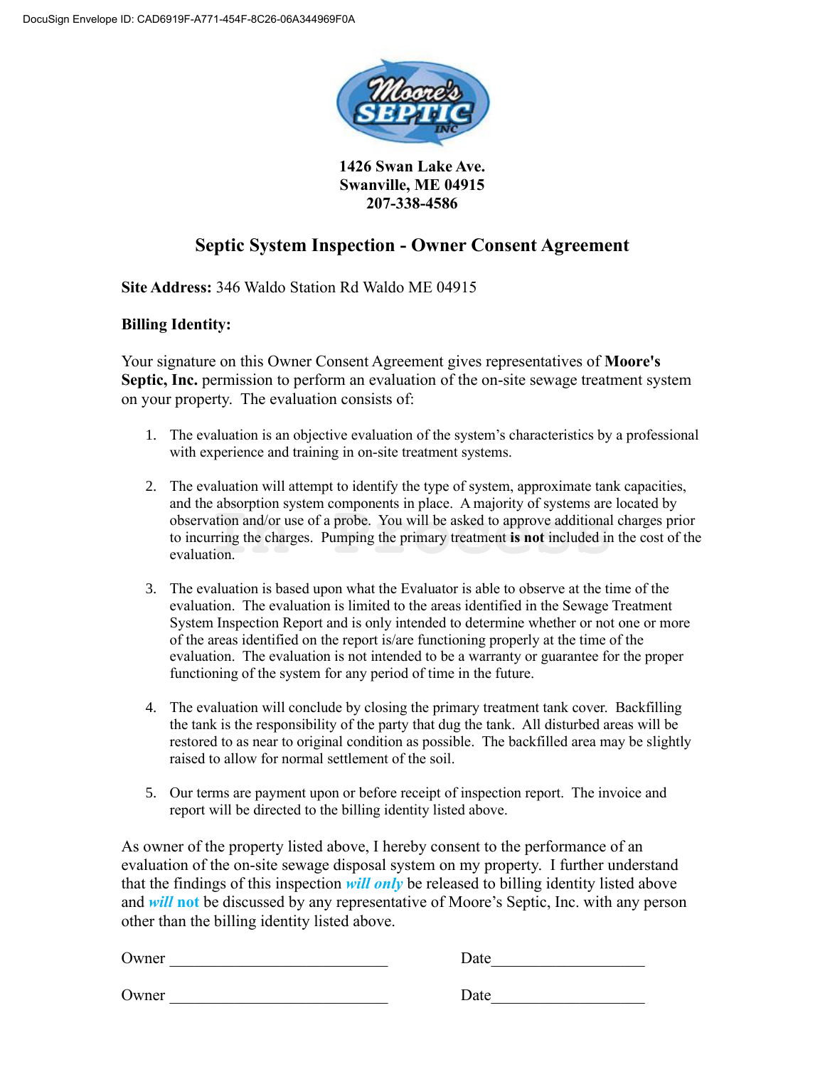1426 Swan Lake Ave.
Swanville, ME 04915
207-338-4586

## Septic System Inspection - Owner Consent Agreement

**Site Address:** 346 Waldo Station Rd Waldo ME 04915

**Billing Identity:**

Your signature on this Owner Consent Agreement gives representatives of **Moore's Septic, Inc.** permission to perform an evaluation of the on-site sewage treatment system on your property. The evaluation consists of:

1. The evaluation is an objective evaluation of the system's characteristics by a professional with experience and training in on-site treatment systems.
2. The evaluation will attempt to identify the type of system, approximate tank capacities, and the absorption system components in place. A majority of systems are located by observation and/or use of a probe. You will be asked to approve additional charges prior to incurring the charges. Pumping the primary treatment **is not** included in the cost of the evaluation.
3. The evaluation is based upon what the Evaluator is able to observe at the time of the evaluation. The evaluation is limited to the areas identified in the Sewage Treatment System Inspection Report and is only intended to determine whether or not one or more of the areas identified on the report is/are functioning properly at the time of the evaluation. The evaluation is not intended to be a warranty or guarantee for the proper functioning of the system for any period of time in the future.
4. The evaluation will conclude by closing the primary treatment tank cover. Backfilling the tank is the responsibility of the party that dug the tank. All disturbed areas will be restored to as near to original condition as possible. The backfilled area may be slightly raised to allow for normal settlement of the soil.
5. Our terms are payment upon or before receipt of inspection report. The invoice and report will be directed to the billing identity listed above.

As owner of the property listed above, I hereby consent to the performance of an evaluation of the on-site sewage disposal system on my property. I further understand that the findings of this inspection ***will only*** be released to billing identity listed above and ***will* not** be discussed by any representative of Moore's Septic, Inc. with any person other than the billing identity listed above.

Owner ___________________________ Date___________________

Owner ___________________________ Date___________________